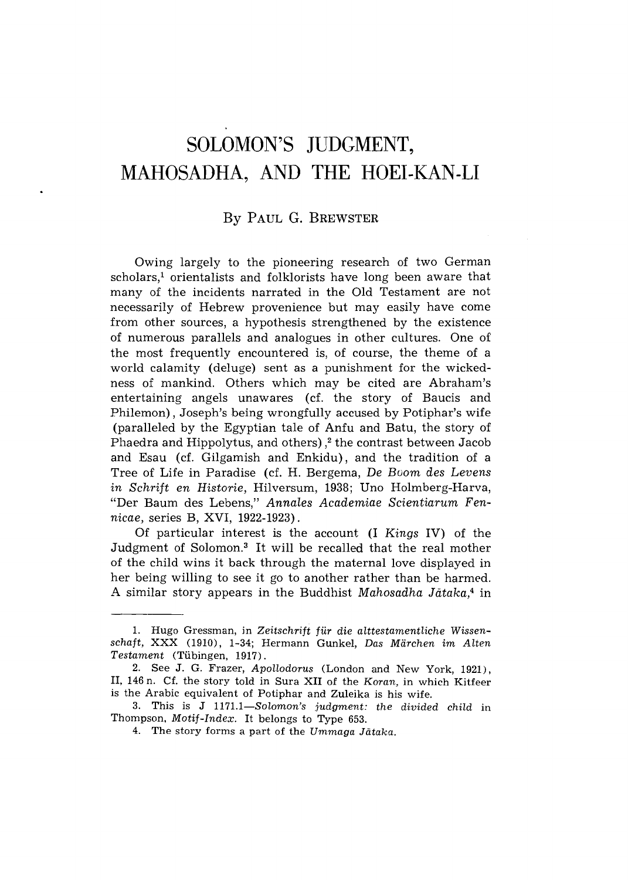# SOLOMON'S JUDGMENT, MAHOSADHA, AND THE HOEI-KAN-LI

By Paul G. Brewster

Owing largely to the pioneering research of two German scholars,[1] orientalists and folklorists have long been aware that many of the incidents narrated in the Old Testament are not necessarily of Hebrew provenience but may easily have come from other sources, a hypothesis strengthened by the existence of numerous parallels and analogues in other cultures. One of the most frequently encountered is, of course, the theme of a world calamity (deluge) sent as a punishment for the wickedness of mankind. Others which may be cited are Abraham's entertaining angels unawares (cf. the story of Baucis and Philemon), Joseph's being wrongfully accused by Potiphar's wife (paralleled by the Egyptian tale of Anfu and Batu, the story of Phaedra and Hippolytus, and others),[2] the contrast between Jacob and Esau (cf. Gilgamish and Enkidu), and the tradition of a Tree of Life in Paradise (cf. H. Bergema, *De Boom des Levens in Schrift en Historie*, Hilversum, 1938; Uno Holmberg-Harva, "Der Baum des Lebens," *Annales Academiae Scientiarum Fennicae*, series B, XVI, 1922-1923).

Of particular interest is the account (I *Kings* IV) of the Judgment of Solomon.[3] It will be recalled that the real mother of the child wins it back through the maternal love displayed in her being willing to see it go to another rather than be harmed. A similar story appears in the Buddhist *Mahosadha Jātaka*,[4] in

---

1. Hugo Gressman, in *Zeitschrift für die alttestamentliche Wissenschaft*, XXX (1910), 1-34; Hermann Gunkel, *Das Märchen im Alten Testament* (Tübingen, 1917).
2. See J. G. Frazer, *Apollodorus* (London and New York, 1921), II, 146 n. Cf. the story told in Sura XII of the *Koran*, in which Kitfeer is the Arabic equivalent of Potiphar and Zuleika is his wife.
3. This is J 1171.1—*Solomon's judgment: the divided child* in Thompson, *Motif-Index*. It belongs to Type 653.
4. The story forms a part of the *Ummaga Jātaka*.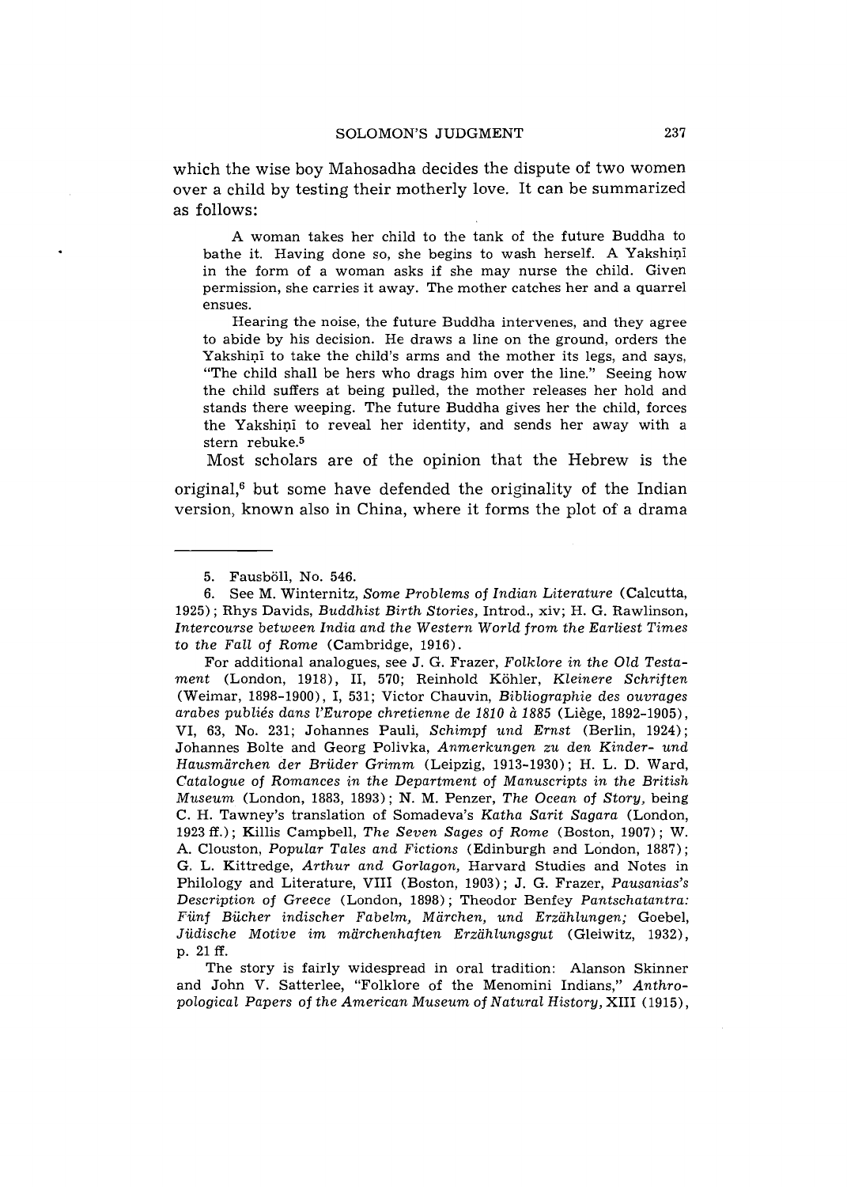which the wise boy Mahosadha decides the dispute of two women over a child by testing their motherly love. It can be summarized as follows:

> A woman takes her child to the tank of the future Buddha to bathe it. Having done so, she begins to wash herself. A Yakshiṇī in the form of a woman asks if she may nurse the child. Given permission, she carries it away. The mother catches her and a quarrel ensues.
>
> Hearing the noise, the future Buddha intervenes, and they agree to abide by his decision. He draws a line on the ground, orders the Yakshiṇī to take the child's arms and the mother its legs, and says, "The child shall be hers who drags him over the line." Seeing how the child suffers at being pulled, the mother releases her hold and stands there weeping. The future Buddha gives her the child, forces the Yakshiṇī to reveal her identity, and sends her away with a stern rebuke.[5]

Most scholars are of the opinion that the Hebrew is the original,[6] but some have defended the originality of the Indian version, known also in China, where it forms the plot of a drama

---

5. Fausböll, No. 546.

6. See M. Winternitz, *Some Problems of Indian Literature* (Calcutta, 1925); Rhys Davids, *Buddhist Birth Stories*, Introd., xiv; H. G. Rawlinson, *Intercourse between India and the Western World from the Earliest Times to the Fall of Rome* (Cambridge, 1916).

For additional analogues, see J. G. Frazer, *Folklore in the Old Testament* (London, 1918), II, 570; Reinhold Köhler, *Kleinere Schriften* (Weimar, 1898-1900), I, 531; Victor Chauvin, *Bibliographie des ouvrages arabes publiés dans l'Europe chretienne de 1810 à 1885* (Liège, 1892-1905), VI, 63, No. 231; Johannes Pauli, *Schimpf und Ernst* (Berlin, 1924); Johannes Bolte and Georg Polivka, *Anmerkungen zu den Kinder- und Hausmärchen der Brüder Grimm* (Leipzig, 1913-1930); H. L. D. Ward, *Catalogue of Romances in the Department of Manuscripts in the British Museum* (London, 1883, 1893); N. M. Penzer, *The Ocean of Story*, being C. H. Tawney's translation of Somadeva's *Katha Sarit Sagara* (London, 1923 ff.); Killis Campbell, *The Seven Sages of Rome* (Boston, 1907); W. A. Clouston, *Popular Tales and Fictions* (Edinburgh and London, 1887); G. L. Kittredge, *Arthur and Gorlagon*, Harvard Studies and Notes in Philology and Literature, VIII (Boston, 1903); J. G. Frazer, *Pausanias's Description of Greece* (London, 1898); Theodor Benfey *Pantschatantra: Fünf Bücher indischer Fabelm, Märchen, und Erzählungen;* Goebel, *Jüdische Motive im märchenhaften Erzählungsgut* (Gleiwitz, 1932), p. 21 ff.

The story is fairly widespread in oral tradition: Alanson Skinner and John V. Satterlee, "Folklore of the Menomini Indians," *Anthropological Papers of the American Museum of Natural History*, XIII (1915),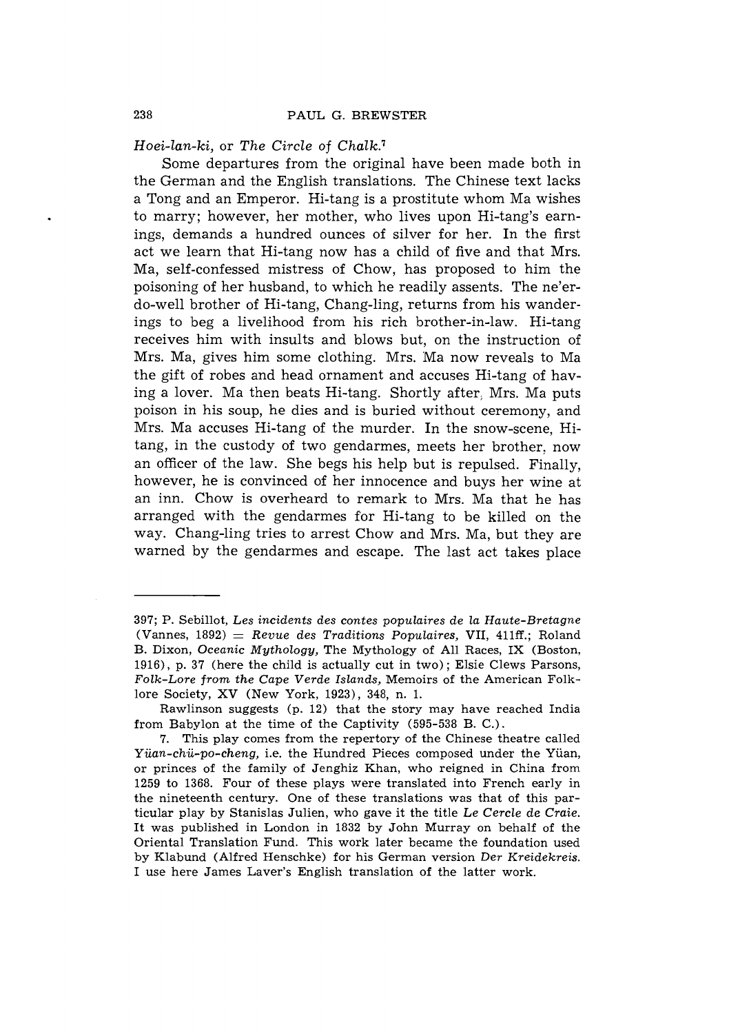*Hoei-lan-ki,* or *The Circle of Chalk.*[7]

Some departures from the original have been made both in the German and the English translations. The Chinese text lacks a Tong and an Emperor. Hi-tang is a prostitute whom Ma wishes to marry; however, her mother, who lives upon Hi-tang's earnings, demands a hundred ounces of silver for her. In the first act we learn that Hi-tang now has a child of five and that Mrs. Ma, self-confessed mistress of Chow, has proposed to him the poisoning of her husband, to which he readily assents. The ne'er-do-well brother of Hi-tang, Chang-ling, returns from his wanderings to beg a livelihood from his rich brother-in-law. Hi-tang receives him with insults and blows but, on the instruction of Mrs. Ma, gives him some clothing. Mrs. Ma now reveals to Ma the gift of robes and head ornament and accuses Hi-tang of having a lover. Ma then beats Hi-tang. Shortly after, Mrs. Ma puts poison in his soup, he dies and is buried without ceremony, and Mrs. Ma accuses Hi-tang of the murder. In the snow-scene, Hi-tang, in the custody of two gendarmes, meets her brother, now an officer of the law. She begs his help but is repulsed. Finally, however, he is convinced of her innocence and buys her wine at an inn. Chow is overheard to remark to Mrs. Ma that he has arranged with the gendarmes for Hi-tang to be killed on the way. Chang-ling tries to arrest Chow and Mrs. Ma, but they are warned by the gendarmes and escape. The last act takes place

---

397; P. Sebillot, *Les incidents des contes populaires de la Haute-Bretagne* (Vannes, 1892) = *Revue des Traditions Populaires,* VII, 411ff.; Roland B. Dixon, *Oceanic Mythology,* The Mythology of All Races, IX (Boston, 1916), p. 37 (here the child is actually cut in two); Elsie Clews Parsons, *Folk-Lore from the Cape Verde Islands,* Memoirs of the American Folklore Society, XV (New York, 1923), 348, n. 1.

Rawlinson suggests (p. 12) that the story may have reached India from Babylon at the time of the Captivity (595-538 B. C.).

7. This play comes from the repertory of the Chinese theatre called *Yüan-chü-po-cheng,* i.e. the Hundred Pieces composed under the Yüan, or princes of the family of Jenghiz Khan, who reigned in China from 1259 to 1368. Four of these plays were translated into French early in the nineteenth century. One of these translations was that of this particular play by Stanislas Julien, who gave it the title *Le Cercle de Craie.* It was published in London in 1832 by John Murray on behalf of the Oriental Translation Fund. This work later became the foundation used by Klabund (Alfred Henschke) for his German version *Der Kreidekreis.* I use here James Laver's English translation of the latter work.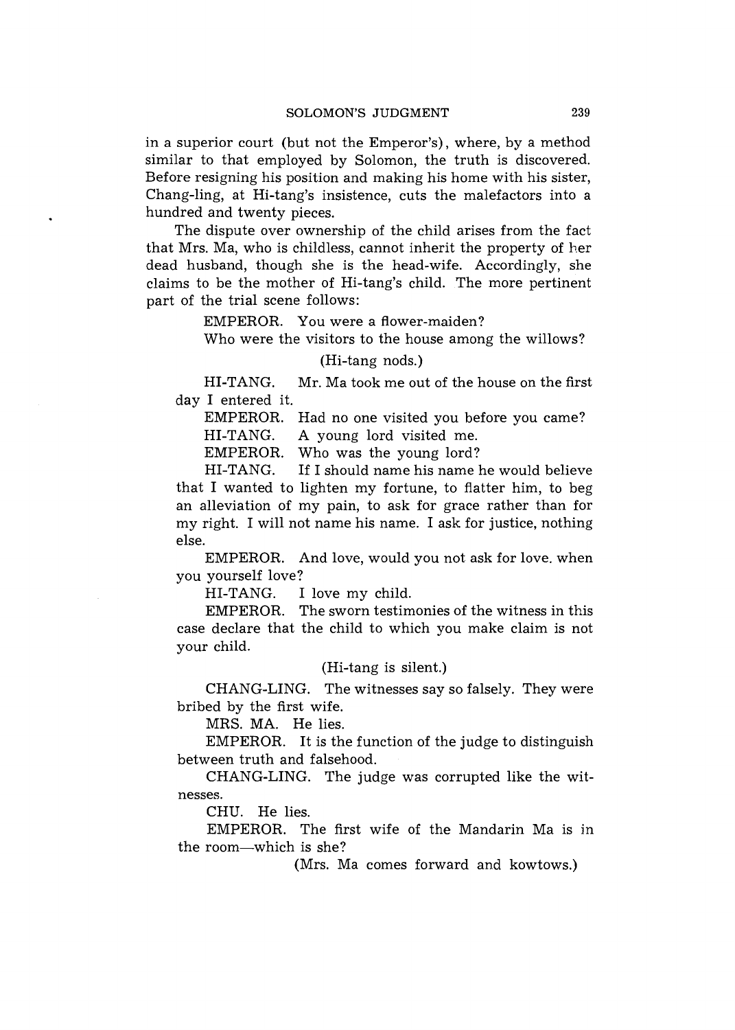in a superior court (but not the Emperor's), where, by a method similar to that employed by Solomon, the truth is discovered. Before resigning his position and making his home with his sister, Chang-ling, at Hi-tang's insistence, cuts the malefactors into a hundred and twenty pieces.

The dispute over ownership of the child arises from the fact that Mrs. Ma, who is childless, cannot inherit the property of her dead husband, though she is the head-wife. Accordingly, she claims to be the mother of Hi-tang's child. The more pertinent part of the trial scene follows:

> EMPEROR. You were a flower-maiden?
>
> Who were the visitors to the house among the willows?
>
> (Hi-tang nods.)
>
> HI-TANG. Mr. Ma took me out of the house on the first day I entered it.
>
> EMPEROR. Had no one visited you before you came?
>
> HI-TANG. A young lord visited me.
>
> EMPEROR. Who was the young lord?
>
> HI-TANG. If I should name his name he would believe that I wanted to lighten my fortune, to flatter him, to beg an alleviation of my pain, to ask for grace rather than for my right. I will not name his name. I ask for justice, nothing else.
>
> EMPEROR. And love, would you not ask for love. when you yourself love?
>
> HI-TANG. I love my child.
>
> EMPEROR. The sworn testimonies of the witness in this case declare that the child to which you make claim is not your child.
>
> (Hi-tang is silent.)
>
> CHANG-LING. The witnesses say so falsely. They were bribed by the first wife.
>
> MRS. MA. He lies.
>
> EMPEROR. It is the function of the judge to distinguish between truth and falsehood.
>
> CHANG-LING. The judge was corrupted like the witnesses.
>
> CHU. He lies.
>
> EMPEROR. The first wife of the Mandarin Ma is in the room—which is she?
>
> (Mrs. Ma comes forward and kowtows.)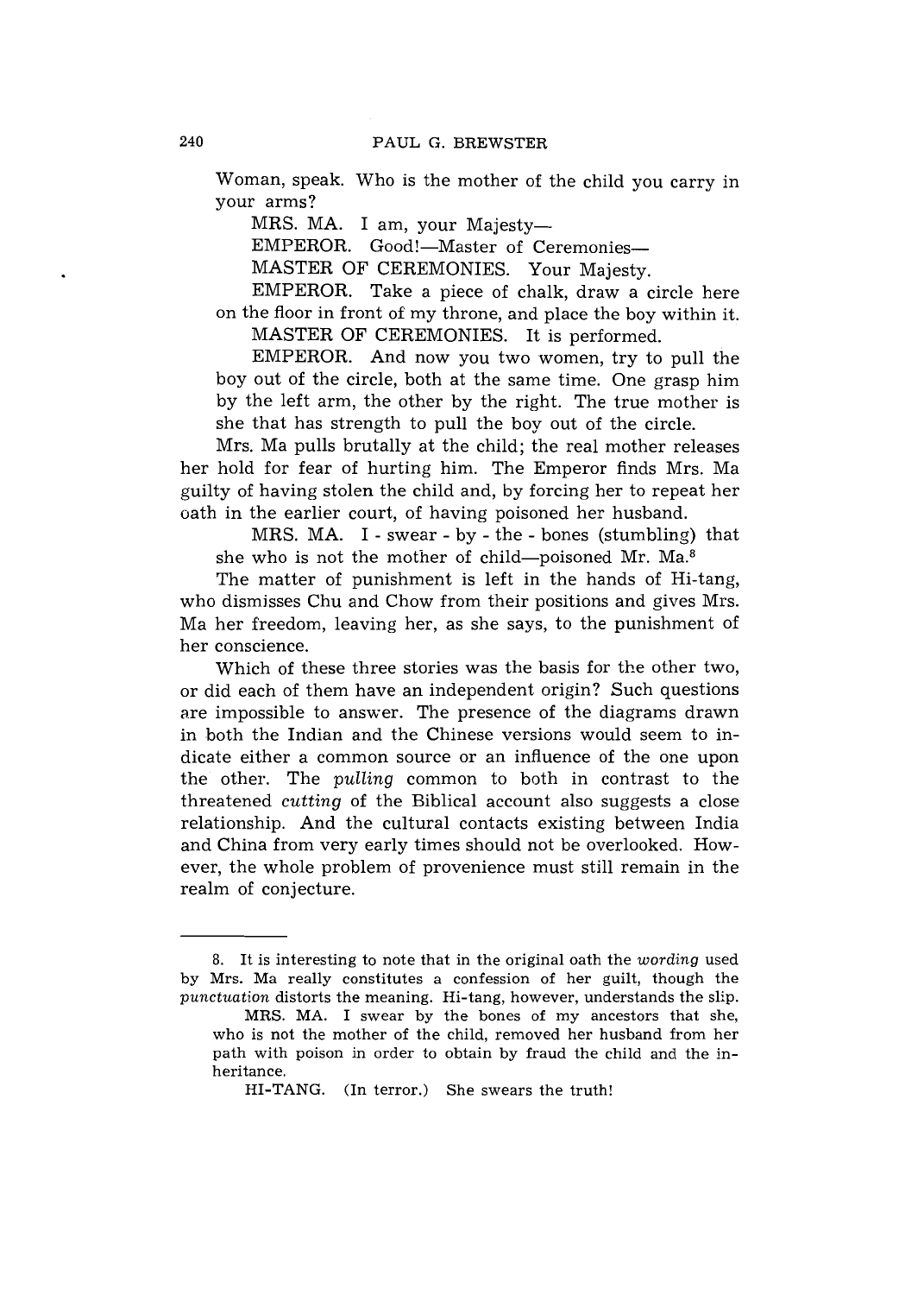Woman, speak. Who is the mother of the child you carry in your arms?

MRS. MA. I am, your Majesty—

EMPEROR. Good!—Master of Ceremonies—

MASTER OF CEREMONIES. Your Majesty.

EMPEROR. Take a piece of chalk, draw a circle here on the floor in front of my throne, and place the boy within it.

MASTER OF CEREMONIES. It is performed.

EMPEROR. And now you two women, try to pull the boy out of the circle, both at the same time. One grasp him by the left arm, the other by the right. The true mother is she that has strength to pull the boy out of the circle.

Mrs. Ma pulls brutally at the child; the real mother releases her hold for fear of hurting him. The Emperor finds Mrs. Ma guilty of having stolen the child and, by forcing her to repeat her oath in the earlier court, of having poisoned her husband.

MRS. MA. I - swear - by - the - bones (stumbling) that she who is not the mother of child—poisoned Mr. Ma.[8]

The matter of punishment is left in the hands of Hi-tang, who dismisses Chu and Chow from their positions and gives Mrs. Ma her freedom, leaving her, as she says, to the punishment of her conscience.

Which of these three stories was the basis for the other two, or did each of them have an independent origin? Such questions are impossible to answer. The presence of the diagrams drawn in both the Indian and the Chinese versions would seem to indicate either a common source or an influence of the one upon the other. The *pulling* common to both in contrast to the threatened *cutting* of the Biblical account also suggests a close relationship. And the cultural contacts existing between India and China from very early times should not be overlooked. However, the whole problem of provenience must still remain in the realm of conjecture.

---

8. It is interesting to note that in the original oath the *wording* used by Mrs. Ma really constitutes a confession of her guilt, though the *punctuation* distorts the meaning. Hi-tang, however, understands the slip.

MRS. MA. I swear by the bones of my ancestors that she, who is not the mother of the child, removed her husband from her path with poison in order to obtain by fraud the child and the inheritance.

HI-TANG. (In terror.) She swears the truth!